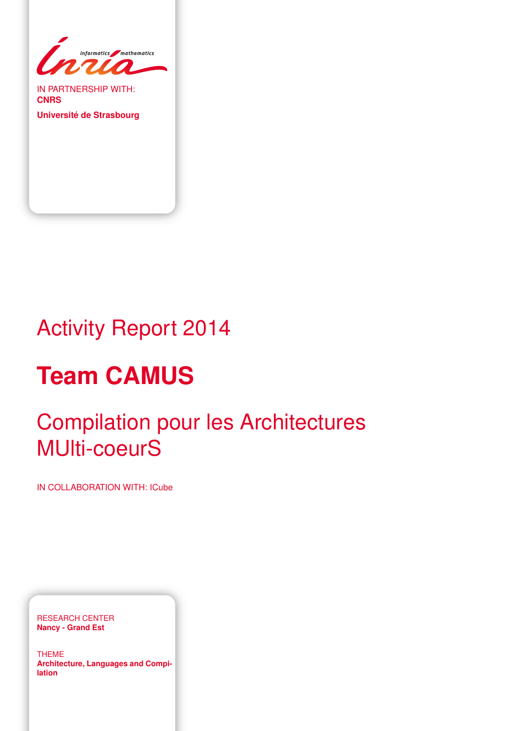IN PARTNERSHIP WITH:
**CNRS**

**Université de Strasbourg**

# Activity Report 2014

# Team CAMUS

## Compilation pour les Architectures MUlti-coeurS

IN COLLABORATION WITH: ICube

RESEARCH CENTER
**Nancy - Grand Est**

THEME
**Architecture, Languages and Compilation**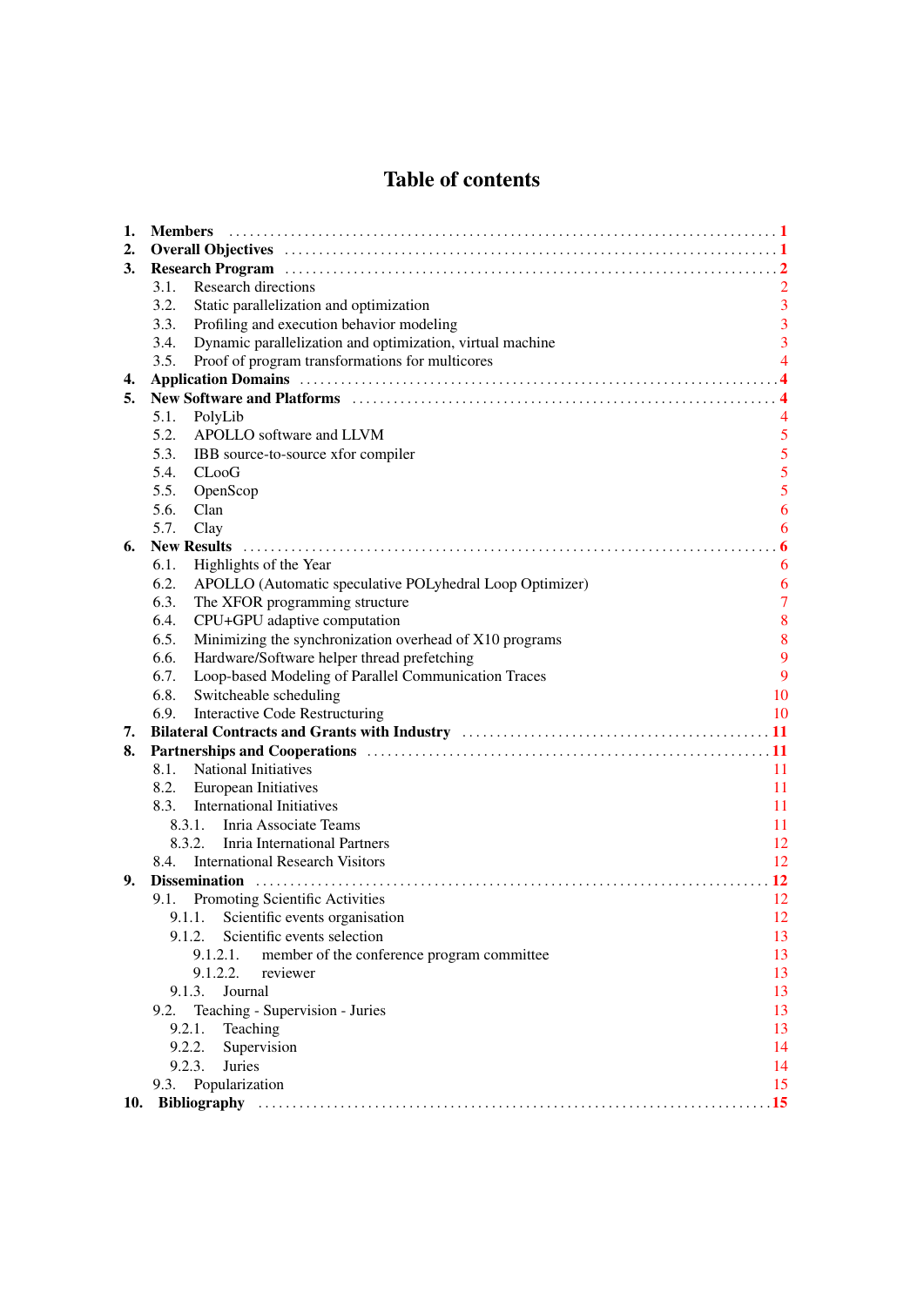# Table of contents

1. **Members** ..... 1
2. **Overall Objectives** ..... 1
3. **Research Program** ..... 2
   - 3.1. Research directions 2
   - 3.2. Static parallelization and optimization 3
   - 3.3. Profiling and execution behavior modeling 3
   - 3.4. Dynamic parallelization and optimization, virtual machine 3
   - 3.5. Proof of program transformations for multicores 4
4. **Application Domains** ..... 4
5. **New Software and Platforms** ..... 4
   - 5.1. PolyLib 4
   - 5.2. APOLLO software and LLVM 5
   - 5.3. IBB source-to-source xfor compiler 5
   - 5.4. CLooG 5
   - 5.5. OpenScop 5
   - 5.6. Clan 6
   - 5.7. Clay 6
6. **New Results** ..... 6
   - 6.1. Highlights of the Year 6
   - 6.2. APOLLO (Automatic speculative POLyhedral Loop Optimizer) 6
   - 6.3. The XFOR programming structure 7
   - 6.4. CPU+GPU adaptive computation 8
   - 6.5. Minimizing the synchronization overhead of X10 programs 8
   - 6.6. Hardware/Software helper thread prefetching 9
   - 6.7. Loop-based Modeling of Parallel Communication Traces 9
   - 6.8. Switcheable scheduling 10
   - 6.9. Interactive Code Restructuring 10
7. **Bilateral Contracts and Grants with Industry** ..... 11
8. **Partnerships and Cooperations** ..... 11
   - 8.1. National Initiatives 11
   - 8.2. European Initiatives 11
   - 8.3. International Initiatives 11
     - 8.3.1. Inria Associate Teams 11
     - 8.3.2. Inria International Partners 12
   - 8.4. International Research Visitors 12
9. **Dissemination** ..... 12
   - 9.1. Promoting Scientific Activities 12
     - 9.1.1. Scientific events organisation 12
     - 9.1.2. Scientific events selection 13
       - 9.1.2.1. member of the conference program committee 13
       - 9.1.2.2. reviewer 13
     - 9.1.3. Journal 13
   - 9.2. Teaching - Supervision - Juries 13
     - 9.2.1. Teaching 13
     - 9.2.2. Supervision 14
     - 9.2.3. Juries 14
   - 9.3. Popularization 15
10. **Bibliography** ..... 15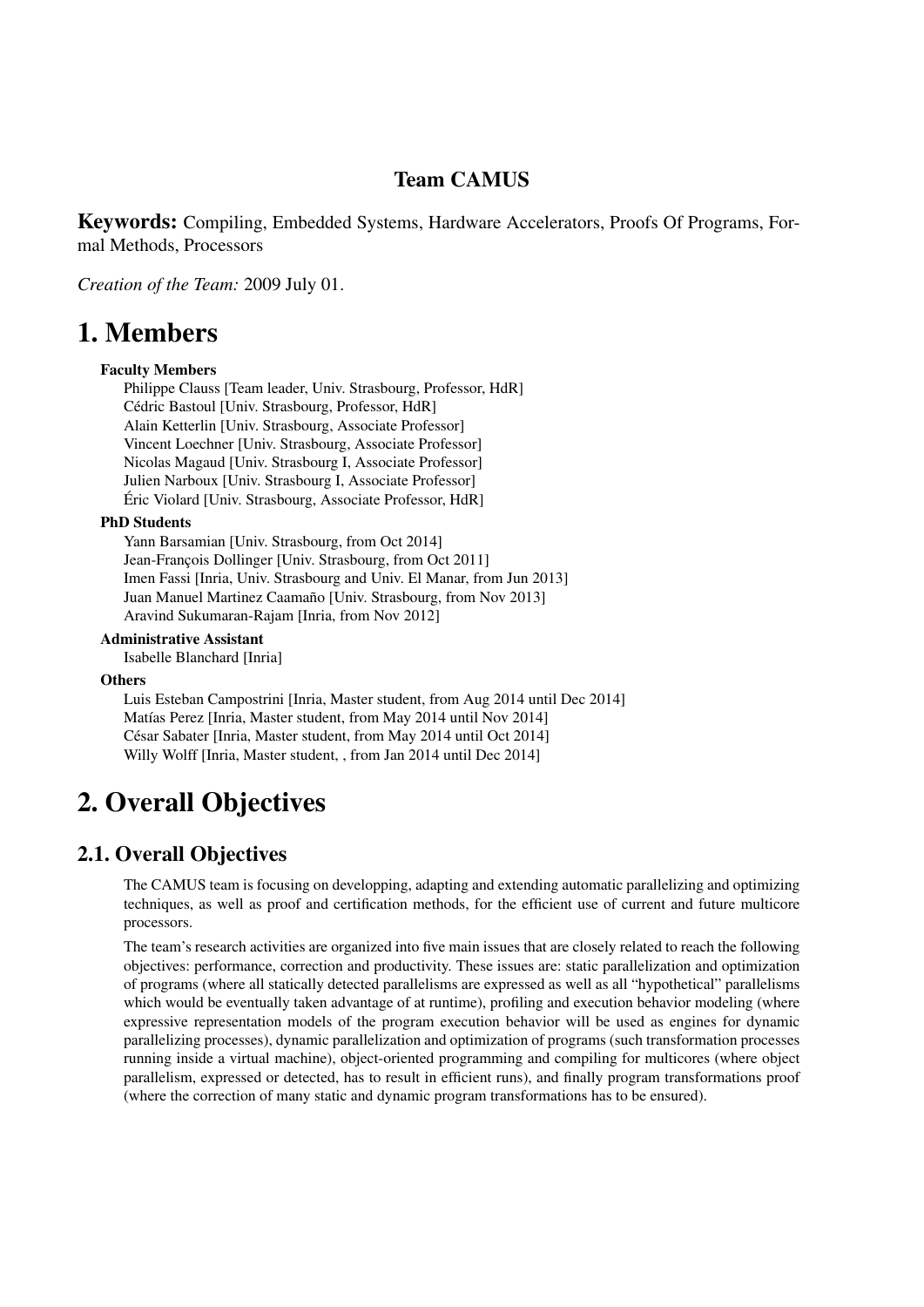## Team CAMUS

**Keywords:** Compiling, Embedded Systems, Hardware Accelerators, Proofs Of Programs, Formal Methods, Processors

*Creation of the Team:* 2009 July 01.

# 1. Members

**Faculty Members**

Philippe Clauss [Team leader, Univ. Strasbourg, Professor, HdR]
Cédric Bastoul [Univ. Strasbourg, Professor, HdR]
Alain Ketterlin [Univ. Strasbourg, Associate Professor]
Vincent Loechner [Univ. Strasbourg, Associate Professor]
Nicolas Magaud [Univ. Strasbourg I, Associate Professor]
Julien Narboux [Univ. Strasbourg I, Associate Professor]
Éric Violard [Univ. Strasbourg, Associate Professor, HdR]

**PhD Students**

Yann Barsamian [Univ. Strasbourg, from Oct 2014]
Jean-François Dollinger [Univ. Strasbourg, from Oct 2011]
Imen Fassi [Inria, Univ. Strasbourg and Univ. El Manar, from Jun 2013]
Juan Manuel Martinez Caamaño [Univ. Strasbourg, from Nov 2013]
Aravind Sukumaran-Rajam [Inria, from Nov 2012]

**Administrative Assistant**

Isabelle Blanchard [Inria]

**Others**

Luis Esteban Campostrini [Inria, Master student, from Aug 2014 until Dec 2014]
Matías Perez [Inria, Master student, from May 2014 until Nov 2014]
César Sabater [Inria, Master student, from May 2014 until Oct 2014]
Willy Wolff [Inria, Master student, , from Jan 2014 until Dec 2014]

# 2. Overall Objectives

## 2.1. Overall Objectives

The CAMUS team is focusing on developping, adapting and extending automatic parallelizing and optimizing techniques, as well as proof and certification methods, for the efficient use of current and future multicore processors.

The team's research activities are organized into five main issues that are closely related to reach the following objectives: performance, correction and productivity. These issues are: static parallelization and optimization of programs (where all statically detected parallelisms are expressed as well as all "hypothetical" parallelisms which would be eventually taken advantage of at runtime), profiling and execution behavior modeling (where expressive representation models of the program execution behavior will be used as engines for dynamic parallelizing processes), dynamic parallelization and optimization of programs (such transformation processes running inside a virtual machine), object-oriented programming and compiling for multicores (where object parallelism, expressed or detected, has to result in efficient runs), and finally program transformations proof (where the correction of many static and dynamic program transformations has to be ensured).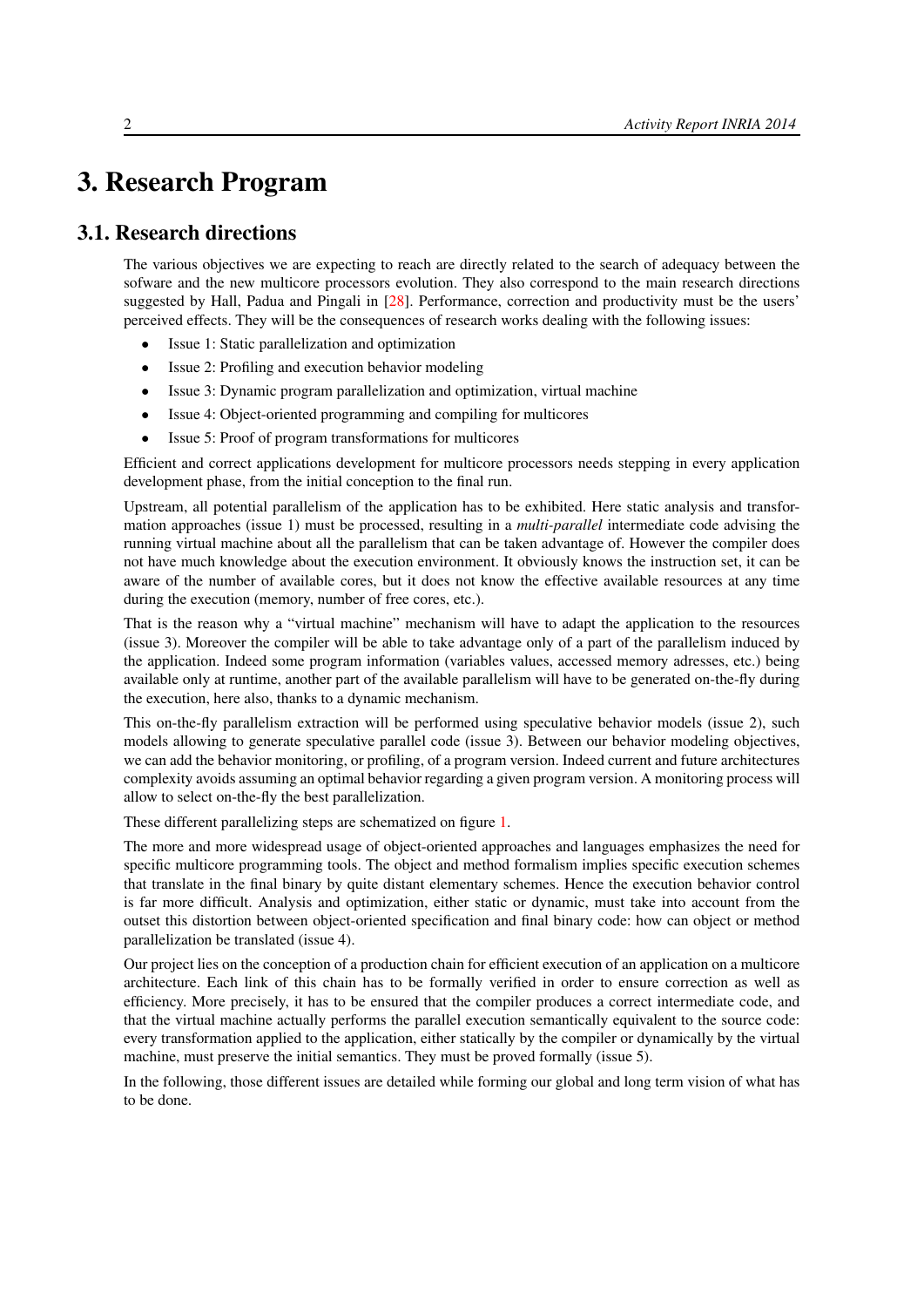# 3. Research Program

## 3.1. Research directions

The various objectives we are expecting to reach are directly related to the search of adequacy between the sofware and the new multicore processors evolution. They also correspond to the main research directions suggested by Hall, Padua and Pingali in [28]. Performance, correction and productivity must be the users' perceived effects. They will be the consequences of research works dealing with the following issues:

- Issue 1: Static parallelization and optimization
- Issue 2: Profiling and execution behavior modeling
- Issue 3: Dynamic program parallelization and optimization, virtual machine
- Issue 4: Object-oriented programming and compiling for multicores
- Issue 5: Proof of program transformations for multicores

Efficient and correct applications development for multicore processors needs stepping in every application development phase, from the initial conception to the final run.

Upstream, all potential parallelism of the application has to be exhibited. Here static analysis and transformation approaches (issue 1) must be processed, resulting in a *multi-parallel* intermediate code advising the running virtual machine about all the parallelism that can be taken advantage of. However the compiler does not have much knowledge about the execution environment. It obviously knows the instruction set, it can be aware of the number of available cores, but it does not know the effective available resources at any time during the execution (memory, number of free cores, etc.).

That is the reason why a "virtual machine" mechanism will have to adapt the application to the resources (issue 3). Moreover the compiler will be able to take advantage only of a part of the parallelism induced by the application. Indeed some program information (variables values, accessed memory adresses, etc.) being available only at runtime, another part of the available parallelism will have to be generated on-the-fly during the execution, here also, thanks to a dynamic mechanism.

This on-the-fly parallelism extraction will be performed using speculative behavior models (issue 2), such models allowing to generate speculative parallel code (issue 3). Between our behavior modeling objectives, we can add the behavior monitoring, or profiling, of a program version. Indeed current and future architectures complexity avoids assuming an optimal behavior regarding a given program version. A monitoring process will allow to select on-the-fly the best parallelization.

These different parallelizing steps are schematized on figure 1.

The more and more widespread usage of object-oriented approaches and languages emphasizes the need for specific multicore programming tools. The object and method formalism implies specific execution schemes that translate in the final binary by quite distant elementary schemes. Hence the execution behavior control is far more difficult. Analysis and optimization, either static or dynamic, must take into account from the outset this distortion between object-oriented specification and final binary code: how can object or method parallelization be translated (issue 4).

Our project lies on the conception of a production chain for efficient execution of an application on a multicore architecture. Each link of this chain has to be formally verified in order to ensure correction as well as efficiency. More precisely, it has to be ensured that the compiler produces a correct intermediate code, and that the virtual machine actually performs the parallel execution semantically equivalent to the source code: every transformation applied to the application, either statically by the compiler or dynamically by the virtual machine, must preserve the initial semantics. They must be proved formally (issue 5).

In the following, those different issues are detailed while forming our global and long term vision of what has to be done.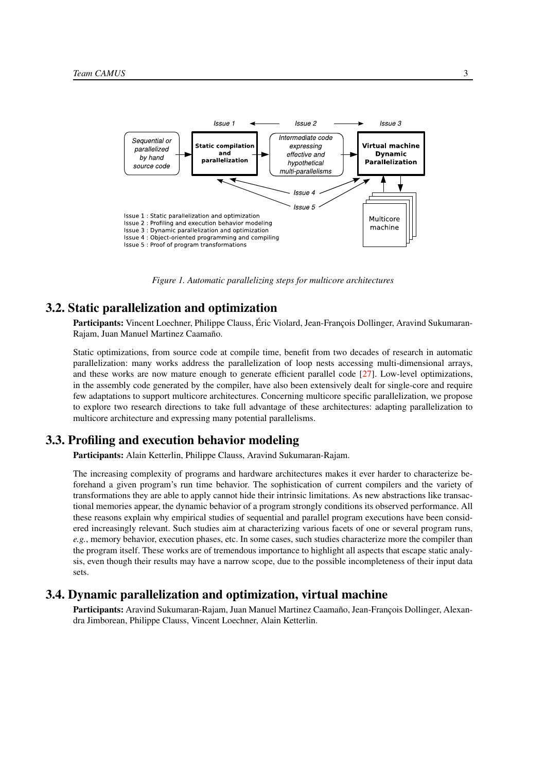Figure 1. Automatic parallelizing steps for multicore architectures

## 3.2. Static parallelization and optimization

**Participants:** Vincent Loechner, Philippe Clauss, Éric Violard, Jean-François Dollinger, Aravind Sukumaran-Rajam, Juan Manuel Martinez Caamaño.

Static optimizations, from source code at compile time, benefit from two decades of research in automatic parallelization: many works address the parallelization of loop nests accessing multi-dimensional arrays, and these works are now mature enough to generate efficient parallel code [27]. Low-level optimizations, in the assembly code generated by the compiler, have also been extensively dealt for single-core and require few adaptations to support multicore architectures. Concerning multicore specific parallelization, we propose to explore two research directions to take full advantage of these architectures: adapting parallelization to multicore architecture and expressing many potential parallelisms.

## 3.3. Profiling and execution behavior modeling

**Participants:** Alain Ketterlin, Philippe Clauss, Aravind Sukumaran-Rajam.

The increasing complexity of programs and hardware architectures makes it ever harder to characterize beforehand a given program's run time behavior. The sophistication of current compilers and the variety of transformations they are able to apply cannot hide their intrinsic limitations. As new abstractions like transactional memories appear, the dynamic behavior of a program strongly conditions its observed performance. All these reasons explain why empirical studies of sequential and parallel program executions have been considered increasingly relevant. Such studies aim at characterizing various facets of one or several program runs, *e.g.*, memory behavior, execution phases, etc. In some cases, such studies characterize more the compiler than the program itself. These works are of tremendous importance to highlight all aspects that escape static analysis, even though their results may have a narrow scope, due to the possible incompleteness of their input data sets.

## 3.4. Dynamic parallelization and optimization, virtual machine

**Participants:** Aravind Sukumaran-Rajam, Juan Manuel Martinez Caamaño, Jean-François Dollinger, Alexandra Jimborean, Philippe Clauss, Vincent Loechner, Alain Ketterlin.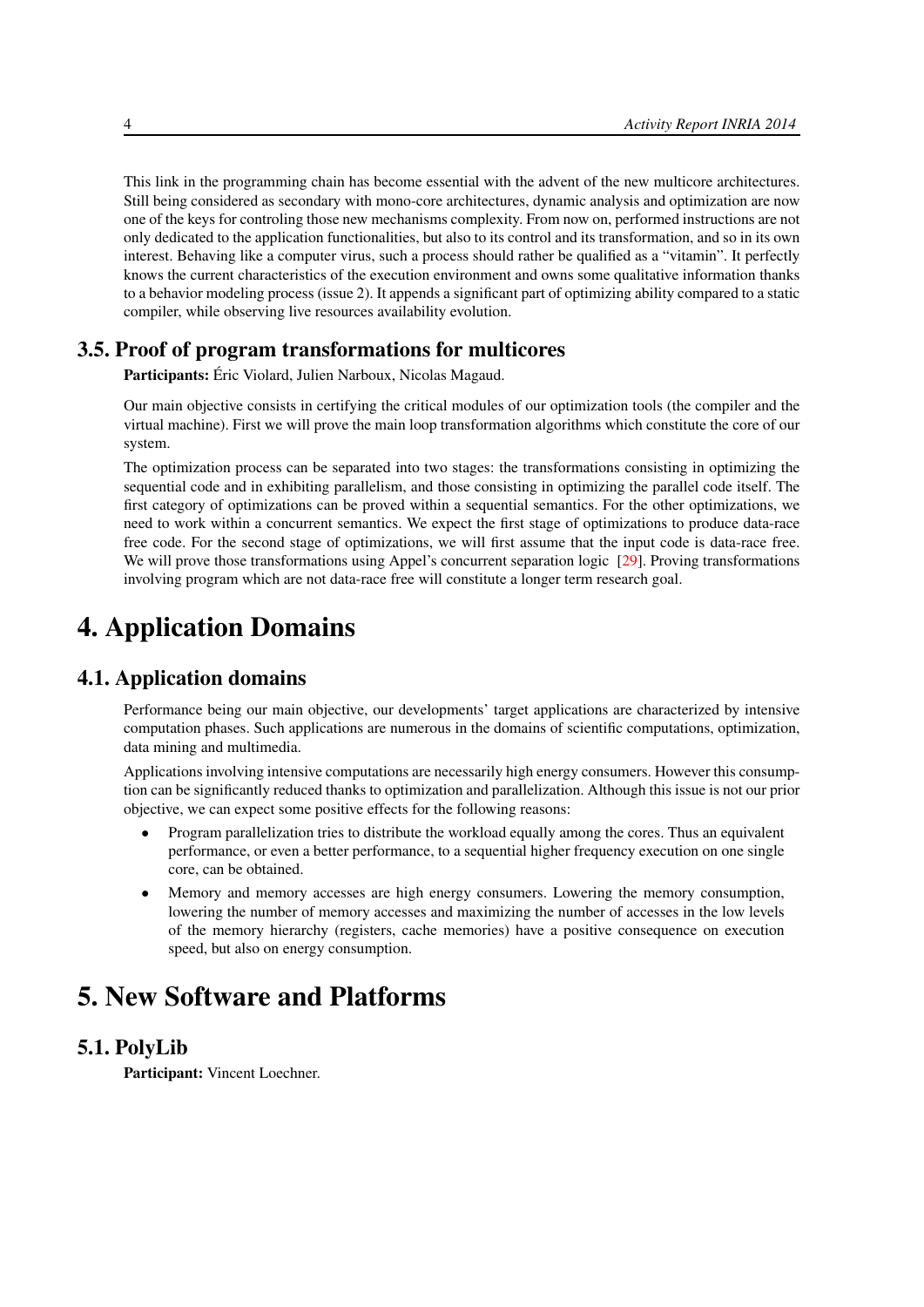This link in the programming chain has become essential with the advent of the new multicore architectures. Still being considered as secondary with mono-core architectures, dynamic analysis and optimization are now one of the keys for controling those new mechanisms complexity. From now on, performed instructions are not only dedicated to the application functionalities, but also to its control and its transformation, and so in its own interest. Behaving like a computer virus, such a process should rather be qualified as a "vitamin". It perfectly knows the current characteristics of the execution environment and owns some qualitative information thanks to a behavior modeling process (issue 2). It appends a significant part of optimizing ability compared to a static compiler, while observing live resources availability evolution.

## 3.5. Proof of program transformations for multicores

**Participants:** Éric Violard, Julien Narboux, Nicolas Magaud.

Our main objective consists in certifying the critical modules of our optimization tools (the compiler and the virtual machine). First we will prove the main loop transformation algorithms which constitute the core of our system.

The optimization process can be separated into two stages: the transformations consisting in optimizing the sequential code and in exhibiting parallelism, and those consisting in optimizing the parallel code itself. The first category of optimizations can be proved within a sequential semantics. For the other optimizations, we need to work within a concurrent semantics. We expect the first stage of optimizations to produce data-race free code. For the second stage of optimizations, we will first assume that the input code is data-race free. We will prove those transformations using Appel's concurrent separation logic [29]. Proving transformations involving program which are not data-race free will constitute a longer term research goal.

# 4. Application Domains

## 4.1. Application domains

Performance being our main objective, our developments' target applications are characterized by intensive computation phases. Such applications are numerous in the domains of scientific computations, optimization, data mining and multimedia.

Applications involving intensive computations are necessarily high energy consumers. However this consumption can be significantly reduced thanks to optimization and parallelization. Although this issue is not our prior objective, we can expect some positive effects for the following reasons:

- Program parallelization tries to distribute the workload equally among the cores. Thus an equivalent performance, or even a better performance, to a sequential higher frequency execution on one single core, can be obtained.
- Memory and memory accesses are high energy consumers. Lowering the memory consumption, lowering the number of memory accesses and maximizing the number of accesses in the low levels of the memory hierarchy (registers, cache memories) have a positive consequence on execution speed, but also on energy consumption.

# 5. New Software and Platforms

## 5.1. PolyLib

**Participant:** Vincent Loechner.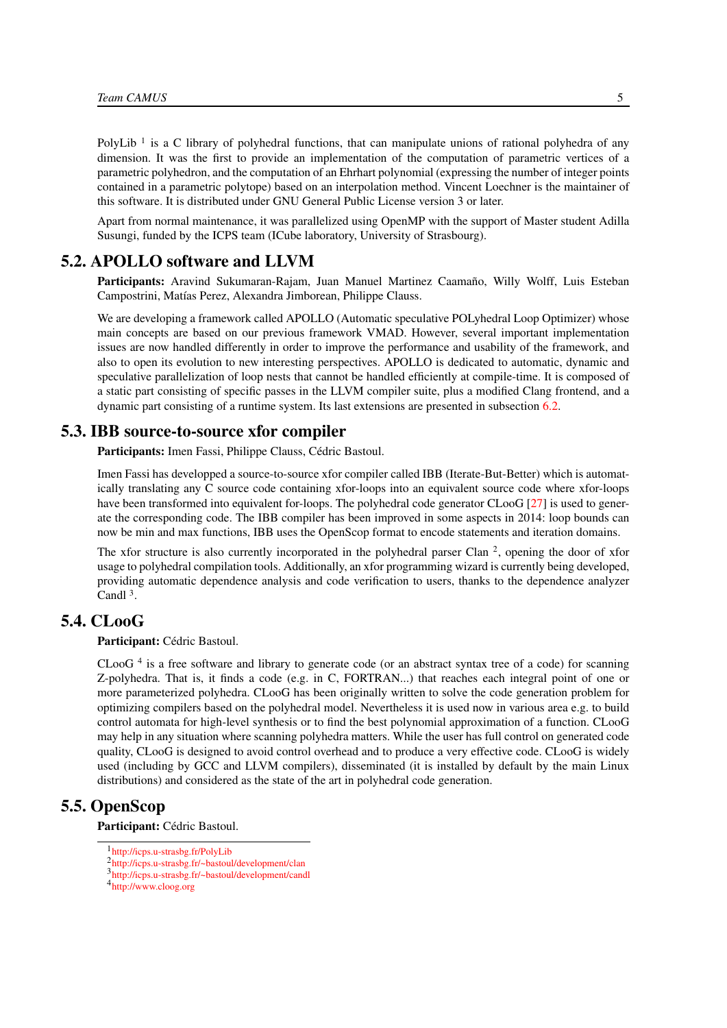PolyLib [1] is a C library of polyhedral functions, that can manipulate unions of rational polyhedra of any dimension. It was the first to provide an implementation of the computation of parametric vertices of a parametric polyhedron, and the computation of an Ehrhart polynomial (expressing the number of integer points contained in a parametric polytope) based on an interpolation method. Vincent Loechner is the maintainer of this software. It is distributed under GNU General Public License version 3 or later.

Apart from normal maintenance, it was parallelized using OpenMP with the support of Master student Adilla Susungi, funded by the ICPS team (ICube laboratory, University of Strasbourg).

## 5.2. APOLLO software and LLVM

**Participants:** Aravind Sukumaran-Rajam, Juan Manuel Martinez Caamaño, Willy Wolff, Luis Esteban Campostrini, Matías Perez, Alexandra Jimborean, Philippe Clauss.

We are developing a framework called APOLLO (Automatic speculative POLyhedral Loop Optimizer) whose main concepts are based on our previous framework VMAD. However, several important implementation issues are now handled differently in order to improve the performance and usability of the framework, and also to open its evolution to new interesting perspectives. APOLLO is dedicated to automatic, dynamic and speculative parallelization of loop nests that cannot be handled efficiently at compile-time. It is composed of a static part consisting of specific passes in the LLVM compiler suite, plus a modified Clang frontend, and a dynamic part consisting of a runtime system. Its last extensions are presented in subsection 6.2.

## 5.3. IBB source-to-source xfor compiler

**Participants:** Imen Fassi, Philippe Clauss, Cédric Bastoul.

Imen Fassi has developped a source-to-source xfor compiler called IBB (Iterate-But-Better) which is automatically translating any C source code containing xfor-loops into an equivalent source code where xfor-loops have been transformed into equivalent for-loops. The polyhedral code generator CLooG [27] is used to generate the corresponding code. The IBB compiler has been improved in some aspects in 2014: loop bounds can now be min and max functions, IBB uses the OpenScop format to encode statements and iteration domains.

The xfor structure is also currently incorporated in the polyhedral parser Clan [2], opening the door of xfor usage to polyhedral compilation tools. Additionally, an xfor programming wizard is currently being developed, providing automatic dependence analysis and code verification to users, thanks to the dependence analyzer Candl [3].

## 5.4. CLooG

**Participant:** Cédric Bastoul.

CLooG [4] is a free software and library to generate code (or an abstract syntax tree of a code) for scanning Z-polyhedra. That is, it finds a code (e.g. in C, FORTRAN...) that reaches each integral point of one or more parameterized polyhedra. CLooG has been originally written to solve the code generation problem for optimizing compilers based on the polyhedral model. Nevertheless it is used now in various area e.g. to build control automata for high-level synthesis or to find the best polynomial approximation of a function. CLooG may help in any situation where scanning polyhedra matters. While the user has full control on generated code quality, CLooG is designed to avoid control overhead and to produce a very effective code. CLooG is widely used (including by GCC and LLVM compilers), disseminated (it is installed by default by the main Linux distributions) and considered as the state of the art in polyhedral code generation.

## 5.5. OpenScop

**Participant:** Cédric Bastoul.

---

[1] http://icps.u-strasbg.fr/PolyLib

[2] http://icps.u-strasbg.fr/~bastoul/development/clan

[3] http://icps.u-strasbg.fr/~bastoul/development/candl

[4] http://www.cloog.org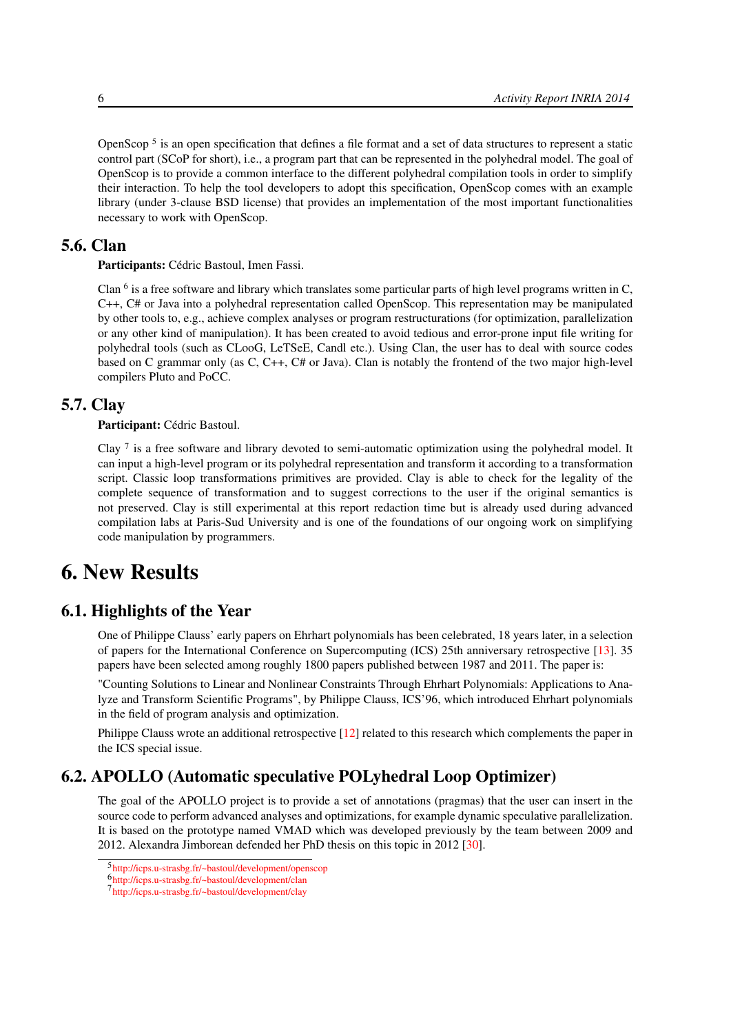OpenScop [5] is an open specification that defines a file format and a set of data structures to represent a static control part (SCoP for short), i.e., a program part that can be represented in the polyhedral model. The goal of OpenScop is to provide a common interface to the different polyhedral compilation tools in order to simplify their interaction. To help the tool developers to adopt this specification, OpenScop comes with an example library (under 3-clause BSD license) that provides an implementation of the most important functionalities necessary to work with OpenScop.

## 5.6. Clan

**Participants:** Cédric Bastoul, Imen Fassi.

Clan [6] is a free software and library which translates some particular parts of high level programs written in C, C++, C# or Java into a polyhedral representation called OpenScop. This representation may be manipulated by other tools to, e.g., achieve complex analyses or program restructurations (for optimization, parallelization or any other kind of manipulation). It has been created to avoid tedious and error-prone input file writing for polyhedral tools (such as CLooG, LeTSeE, Candl etc.). Using Clan, the user has to deal with source codes based on C grammar only (as C, C++, C# or Java). Clan is notably the frontend of the two major high-level compilers Pluto and PoCC.

## 5.7. Clay

**Participant:** Cédric Bastoul.

Clay [7] is a free software and library devoted to semi-automatic optimization using the polyhedral model. It can input a high-level program or its polyhedral representation and transform it according to a transformation script. Classic loop transformations primitives are provided. Clay is able to check for the legality of the complete sequence of transformation and to suggest corrections to the user if the original semantics is not preserved. Clay is still experimental at this report redaction time but is already used during advanced compilation labs at Paris-Sud University and is one of the foundations of our ongoing work on simplifying code manipulation by programmers.

# 6. New Results

## 6.1. Highlights of the Year

One of Philippe Clauss' early papers on Ehrhart polynomials has been celebrated, 18 years later, in a selection of papers for the International Conference on Supercomputing (ICS) 25th anniversary retrospective [13]. 35 papers have been selected among roughly 1800 papers published between 1987 and 2011. The paper is:

"Counting Solutions to Linear and Nonlinear Constraints Through Ehrhart Polynomials: Applications to Analyze and Transform Scientific Programs", by Philippe Clauss, ICS'96, which introduced Ehrhart polynomials in the field of program analysis and optimization.

Philippe Clauss wrote an additional retrospective [12] related to this research which complements the paper in the ICS special issue.

## 6.2. APOLLO (Automatic speculative POLyhedral Loop Optimizer)

The goal of the APOLLO project is to provide a set of annotations (pragmas) that the user can insert in the source code to perform advanced analyses and optimizations, for example dynamic speculative parallelization. It is based on the prototype named VMAD which was developed previously by the team between 2009 and 2012. Alexandra Jimborean defended her PhD thesis on this topic in 2012 [30].

[5] http://icps.u-strasbg.fr/~bastoul/development/openscop
[6] http://icps.u-strasbg.fr/~bastoul/development/clan
[7] http://icps.u-strasbg.fr/~bastoul/development/clay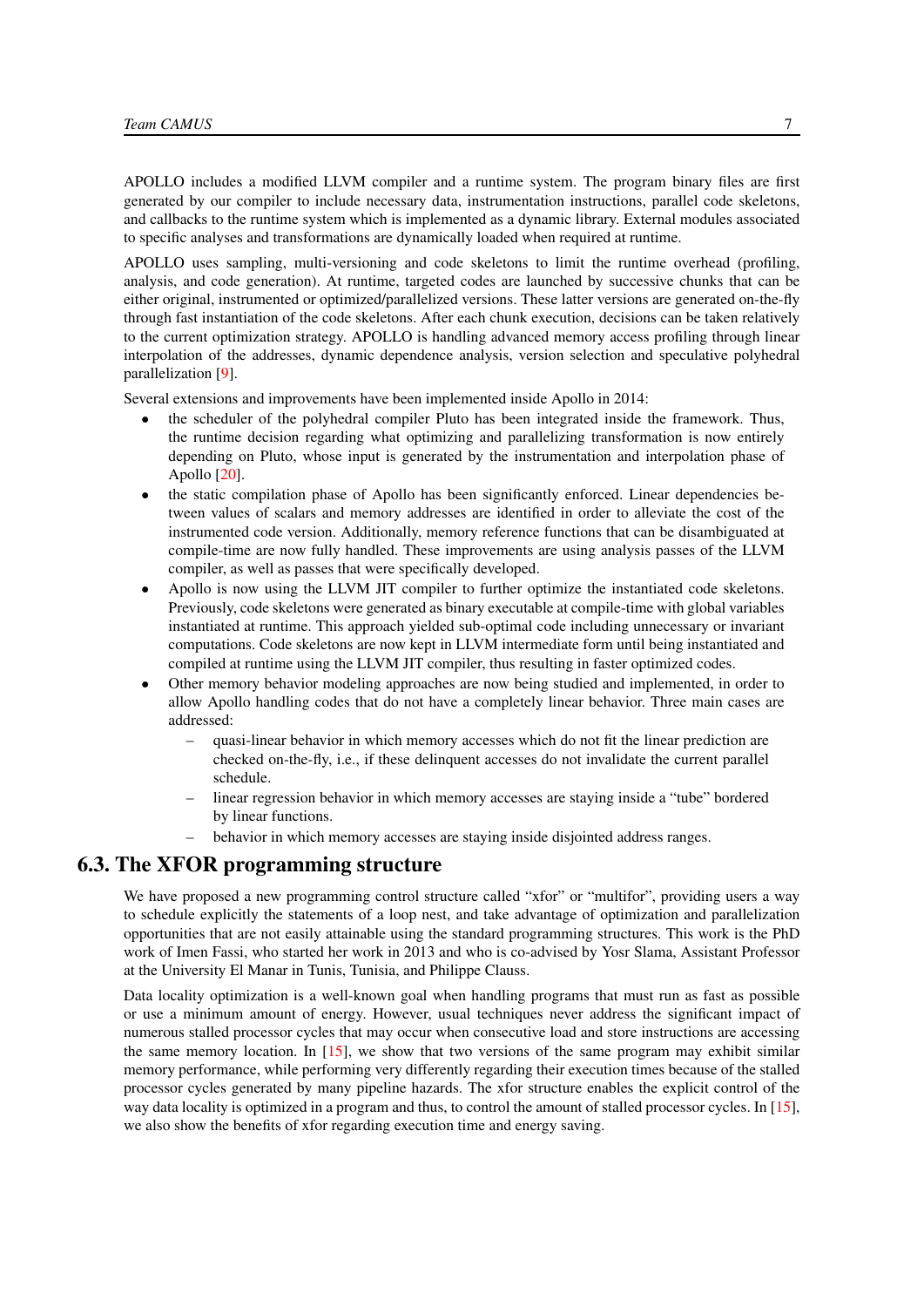APOLLO includes a modified LLVM compiler and a runtime system. The program binary files are first generated by our compiler to include necessary data, instrumentation instructions, parallel code skeletons, and callbacks to the runtime system which is implemented as a dynamic library. External modules associated to specific analyses and transformations are dynamically loaded when required at runtime.

APOLLO uses sampling, multi-versioning and code skeletons to limit the runtime overhead (profiling, analysis, and code generation). At runtime, targeted codes are launched by successive chunks that can be either original, instrumented or optimized/parallelized versions. These latter versions are generated on-the-fly through fast instantiation of the code skeletons. After each chunk execution, decisions can be taken relatively to the current optimization strategy. APOLLO is handling advanced memory access profiling through linear interpolation of the addresses, dynamic dependence analysis, version selection and speculative polyhedral parallelization [9].

Several extensions and improvements have been implemented inside Apollo in 2014:

- the scheduler of the polyhedral compiler Pluto has been integrated inside the framework. Thus, the runtime decision regarding what optimizing and parallelizing transformation is now entirely depending on Pluto, whose input is generated by the instrumentation and interpolation phase of Apollo [20].
- the static compilation phase of Apollo has been significantly enforced. Linear dependencies between values of scalars and memory addresses are identified in order to alleviate the cost of the instrumented code version. Additionally, memory reference functions that can be disambiguated at compile-time are now fully handled. These improvements are using analysis passes of the LLVM compiler, as well as passes that were specifically developed.
- Apollo is now using the LLVM JIT compiler to further optimize the instantiated code skeletons. Previously, code skeletons were generated as binary executable at compile-time with global variables instantiated at runtime. This approach yielded sub-optimal code including unnecessary or invariant computations. Code skeletons are now kept in LLVM intermediate form until being instantiated and compiled at runtime using the LLVM JIT compiler, thus resulting in faster optimized codes.
- Other memory behavior modeling approaches are now being studied and implemented, in order to allow Apollo handling codes that do not have a completely linear behavior. Three main cases are addressed:
  - quasi-linear behavior in which memory accesses which do not fit the linear prediction are checked on-the-fly, i.e., if these delinquent accesses do not invalidate the current parallel schedule.
  - linear regression behavior in which memory accesses are staying inside a "tube" bordered by linear functions.
  - behavior in which memory accesses are staying inside disjointed address ranges.

## 6.3. The XFOR programming structure

We have proposed a new programming control structure called "xfor" or "multifor", providing users a way to schedule explicitly the statements of a loop nest, and take advantage of optimization and parallelization opportunities that are not easily attainable using the standard programming structures. This work is the PhD work of Imen Fassi, who started her work in 2013 and who is co-advised by Yosr Slama, Assistant Professor at the University El Manar in Tunis, Tunisia, and Philippe Clauss.

Data locality optimization is a well-known goal when handling programs that must run as fast as possible or use a minimum amount of energy. However, usual techniques never address the significant impact of numerous stalled processor cycles that may occur when consecutive load and store instructions are accessing the same memory location. In [15], we show that two versions of the same program may exhibit similar memory performance, while performing very differently regarding their execution times because of the stalled processor cycles generated by many pipeline hazards. The xfor structure enables the explicit control of the way data locality is optimized in a program and thus, to control the amount of stalled processor cycles. In [15], we also show the benefits of xfor regarding execution time and energy saving.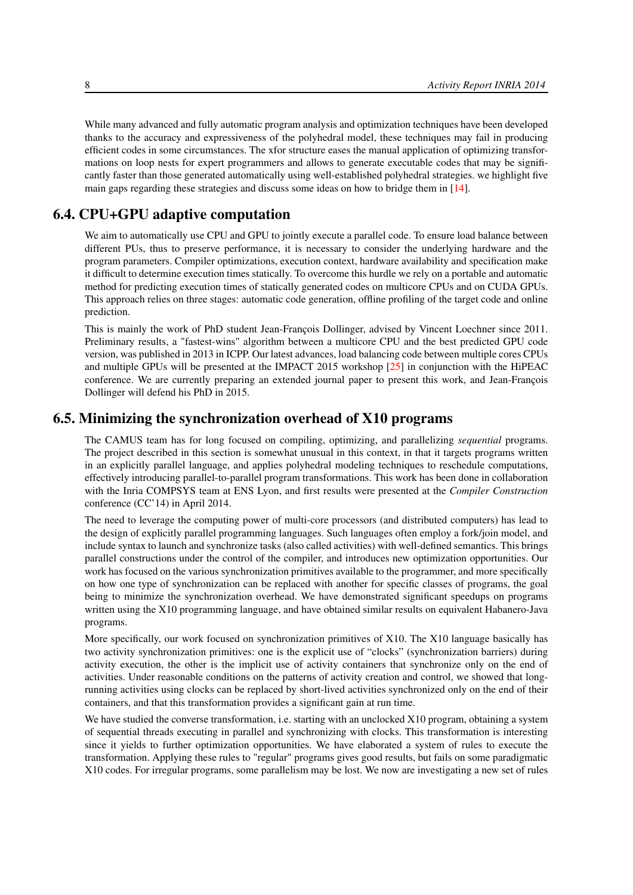While many advanced and fully automatic program analysis and optimization techniques have been developed thanks to the accuracy and expressiveness of the polyhedral model, these techniques may fail in producing efficient codes in some circumstances. The xfor structure eases the manual application of optimizing transformations on loop nests for expert programmers and allows to generate executable codes that may be significantly faster than those generated automatically using well-established polyhedral strategies. we highlight five main gaps regarding these strategies and discuss some ideas on how to bridge them in [14].

## 6.4. CPU+GPU adaptive computation

We aim to automatically use CPU and GPU to jointly execute a parallel code. To ensure load balance between different PUs, thus to preserve performance, it is necessary to consider the underlying hardware and the program parameters. Compiler optimizations, execution context, hardware availability and specification make it difficult to determine execution times statically. To overcome this hurdle we rely on a portable and automatic method for predicting execution times of statically generated codes on multicore CPUs and on CUDA GPUs. This approach relies on three stages: automatic code generation, offline profiling of the target code and online prediction.

This is mainly the work of PhD student Jean-François Dollinger, advised by Vincent Loechner since 2011. Preliminary results, a "fastest-wins" algorithm between a multicore CPU and the best predicted GPU code version, was published in 2013 in ICPP. Our latest advances, load balancing code between multiple cores CPUs and multiple GPUs will be presented at the IMPACT 2015 workshop [25] in conjunction with the HiPEAC conference. We are currently preparing an extended journal paper to present this work, and Jean-François Dollinger will defend his PhD in 2015.

## 6.5. Minimizing the synchronization overhead of X10 programs

The CAMUS team has for long focused on compiling, optimizing, and parallelizing *sequential* programs. The project described in this section is somewhat unusual in this context, in that it targets programs written in an explicitly parallel language, and applies polyhedral modeling techniques to reschedule computations, effectively introducing parallel-to-parallel program transformations. This work has been done in collaboration with the Inria COMPSYS team at ENS Lyon, and first results were presented at the *Compiler Construction* conference (CC'14) in April 2014.

The need to leverage the computing power of multi-core processors (and distributed computers) has lead to the design of explicitly parallel programming languages. Such languages often employ a fork/join model, and include syntax to launch and synchronize tasks (also called activities) with well-defined semantics. This brings parallel constructions under the control of the compiler, and introduces new optimization opportunities. Our work has focused on the various synchronization primitives available to the programmer, and more specifically on how one type of synchronization can be replaced with another for specific classes of programs, the goal being to minimize the synchronization overhead. We have demonstrated significant speedups on programs written using the X10 programming language, and have obtained similar results on equivalent Habanero-Java programs.

More specifically, our work focused on synchronization primitives of X10. The X10 language basically has two activity synchronization primitives: one is the explicit use of “clocks” (synchronization barriers) during activity execution, the other is the implicit use of activity containers that synchronize only on the end of activities. Under reasonable conditions on the patterns of activity creation and control, we showed that long-running activities using clocks can be replaced by short-lived activities synchronized only on the end of their containers, and that this transformation provides a significant gain at run time.

We have studied the converse transformation, i.e. starting with an unclocked X10 program, obtaining a system of sequential threads executing in parallel and synchronizing with clocks. This transformation is interesting since it yields to further optimization opportunities. We have elaborated a system of rules to execute the transformation. Applying these rules to "regular" programs gives good results, but fails on some paradigmatic X10 codes. For irregular programs, some parallelism may be lost. We now are investigating a new set of rules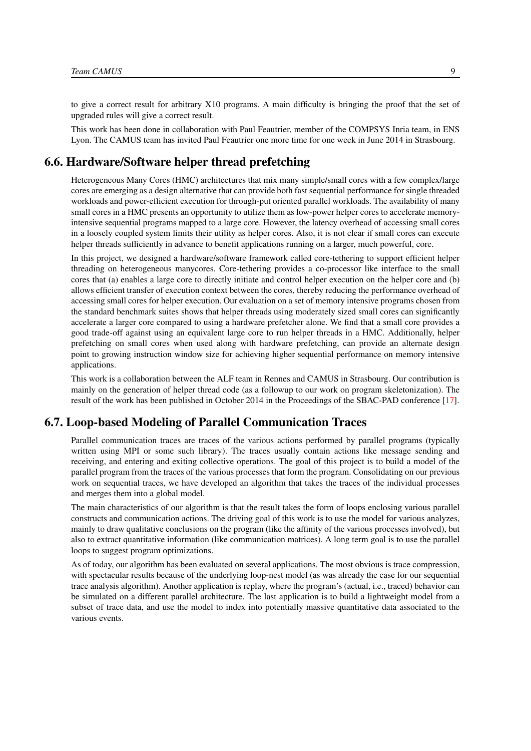to give a correct result for arbitrary X10 programs. A main difficulty is bringing the proof that the set of upgraded rules will give a correct result.

This work has been done in collaboration with Paul Feautrier, member of the COMPSYS Inria team, in ENS Lyon. The CAMUS team has invited Paul Feautrier one more time for one week in June 2014 in Strasbourg.

## 6.6. Hardware/Software helper thread prefetching

Heterogeneous Many Cores (HMC) architectures that mix many simple/small cores with a few complex/large cores are emerging as a design alternative that can provide both fast sequential performance for single threaded workloads and power-efficient execution for through-put oriented parallel workloads. The availability of many small cores in a HMC presents an opportunity to utilize them as low-power helper cores to accelerate memory-intensive sequential programs mapped to a large core. However, the latency overhead of accessing small cores in a loosely coupled system limits their utility as helper cores. Also, it is not clear if small cores can execute helper threads sufficiently in advance to benefit applications running on a larger, much powerful, core.

In this project, we designed a hardware/software framework called core-tethering to support efficient helper threading on heterogeneous manycores. Core-tethering provides a co-processor like interface to the small cores that (a) enables a large core to directly initiate and control helper execution on the helper core and (b) allows efficient transfer of execution context between the cores, thereby reducing the performance overhead of accessing small cores for helper execution. Our evaluation on a set of memory intensive programs chosen from the standard benchmark suites shows that helper threads using moderately sized small cores can significantly accelerate a larger core compared to using a hardware prefetcher alone. We find that a small core provides a good trade-off against using an equivalent large core to run helper threads in a HMC. Additionally, helper prefetching on small cores when used along with hardware prefetching, can provide an alternate design point to growing instruction window size for achieving higher sequential performance on memory intensive applications.

This work is a collaboration between the ALF team in Rennes and CAMUS in Strasbourg. Our contribution is mainly on the generation of helper thread code (as a followup to our work on program skeletonization). The result of the work has been published in October 2014 in the Proceedings of the SBAC-PAD conference [17].

## 6.7. Loop-based Modeling of Parallel Communication Traces

Parallel communication traces are traces of the various actions performed by parallel programs (typically written using MPI or some such library). The traces usually contain actions like message sending and receiving, and entering and exiting collective operations. The goal of this project is to build a model of the parallel program from the traces of the various processes that form the program. Consolidating on our previous work on sequential traces, we have developed an algorithm that takes the traces of the individual processes and merges them into a global model.

The main characteristics of our algorithm is that the result takes the form of loops enclosing various parallel constructs and communication actions. The driving goal of this work is to use the model for various analyzes, mainly to draw qualitative conclusions on the program (like the affinity of the various processes involved), but also to extract quantitative information (like communication matrices). A long term goal is to use the parallel loops to suggest program optimizations.

As of today, our algorithm has been evaluated on several applications. The most obvious is trace compression, with spectacular results because of the underlying loop-nest model (as was already the case for our sequential trace analysis algorithm). Another application is replay, where the program's (actual, i.e., traced) behavior can be simulated on a different parallel architecture. The last application is to build a lightweight model from a subset of trace data, and use the model to index into potentially massive quantitative data associated to the various events.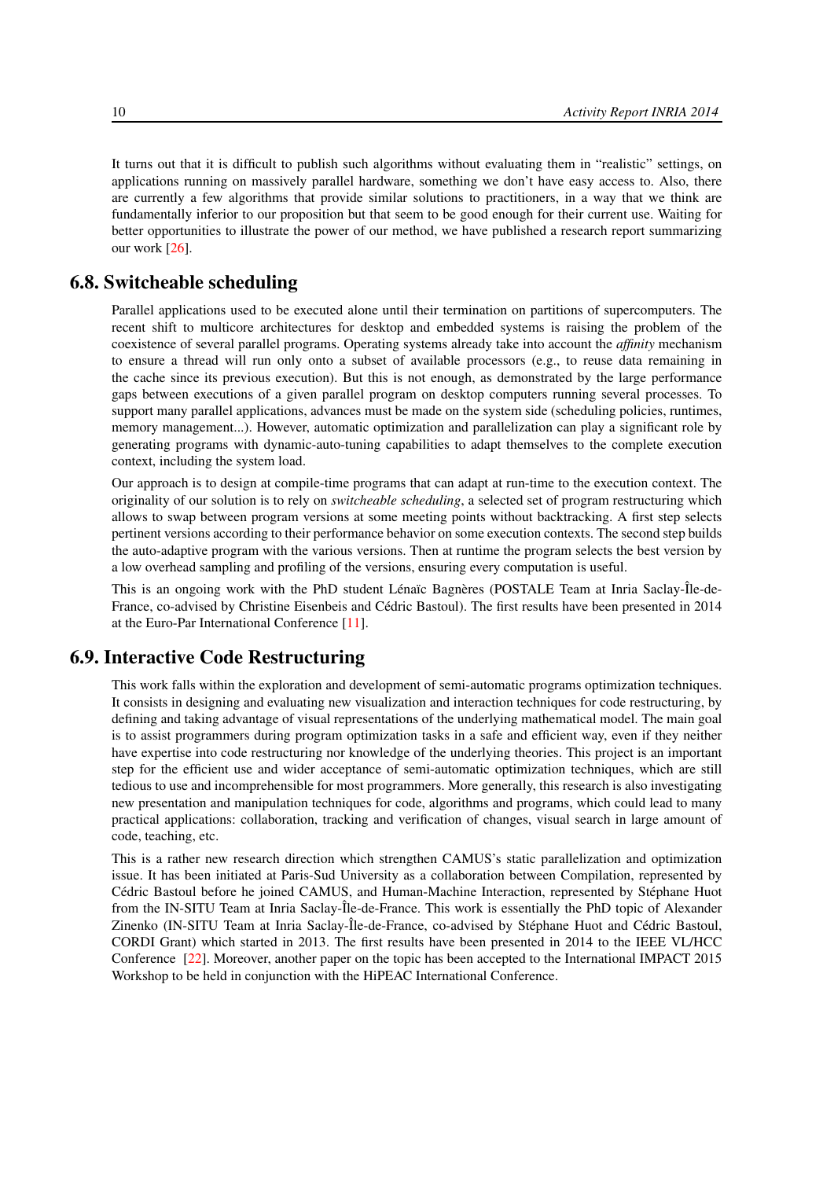It turns out that it is difficult to publish such algorithms without evaluating them in "realistic" settings, on applications running on massively parallel hardware, something we don't have easy access to. Also, there are currently a few algorithms that provide similar solutions to practitioners, in a way that we think are fundamentally inferior to our proposition but that seem to be good enough for their current use. Waiting for better opportunities to illustrate the power of our method, we have published a research report summarizing our work [26].

## 6.8. Switcheable scheduling

Parallel applications used to be executed alone until their termination on partitions of supercomputers. The recent shift to multicore architectures for desktop and embedded systems is raising the problem of the coexistence of several parallel programs. Operating systems already take into account the *affinity* mechanism to ensure a thread will run only onto a subset of available processors (e.g., to reuse data remaining in the cache since its previous execution). But this is not enough, as demonstrated by the large performance gaps between executions of a given parallel program on desktop computers running several processes. To support many parallel applications, advances must be made on the system side (scheduling policies, runtimes, memory management...). However, automatic optimization and parallelization can play a significant role by generating programs with dynamic-auto-tuning capabilities to adapt themselves to the complete execution context, including the system load.

Our approach is to design at compile-time programs that can adapt at run-time to the execution context. The originality of our solution is to rely on *switcheable scheduling*, a selected set of program restructuring which allows to swap between program versions at some meeting points without backtracking. A first step selects pertinent versions according to their performance behavior on some execution contexts. The second step builds the auto-adaptive program with the various versions. Then at runtime the program selects the best version by a low overhead sampling and profiling of the versions, ensuring every computation is useful.

This is an ongoing work with the PhD student Lénaïc Bagnères (POSTALE Team at Inria Saclay-Île-de-France, co-advised by Christine Eisenbeis and Cédric Bastoul). The first results have been presented in 2014 at the Euro-Par International Conference [11].

## 6.9. Interactive Code Restructuring

This work falls within the exploration and development of semi-automatic programs optimization techniques. It consists in designing and evaluating new visualization and interaction techniques for code restructuring, by defining and taking advantage of visual representations of the underlying mathematical model. The main goal is to assist programmers during program optimization tasks in a safe and efficient way, even if they neither have expertise into code restructuring nor knowledge of the underlying theories. This project is an important step for the efficient use and wider acceptance of semi-automatic optimization techniques, which are still tedious to use and incomprehensible for most programmers. More generally, this research is also investigating new presentation and manipulation techniques for code, algorithms and programs, which could lead to many practical applications: collaboration, tracking and verification of changes, visual search in large amount of code, teaching, etc.

This is a rather new research direction which strengthen CAMUS's static parallelization and optimization issue. It has been initiated at Paris-Sud University as a collaboration between Compilation, represented by Cédric Bastoul before he joined CAMUS, and Human-Machine Interaction, represented by Stéphane Huot from the IN-SITU Team at Inria Saclay-Île-de-France. This work is essentially the PhD topic of Alexander Zinenko (IN-SITU Team at Inria Saclay-Île-de-France, co-advised by Stéphane Huot and Cédric Bastoul, CORDI Grant) which started in 2013. The first results have been presented in 2014 to the IEEE VL/HCC Conference [22]. Moreover, another paper on the topic has been accepted to the International IMPACT 2015 Workshop to be held in conjunction with the HiPEAC International Conference.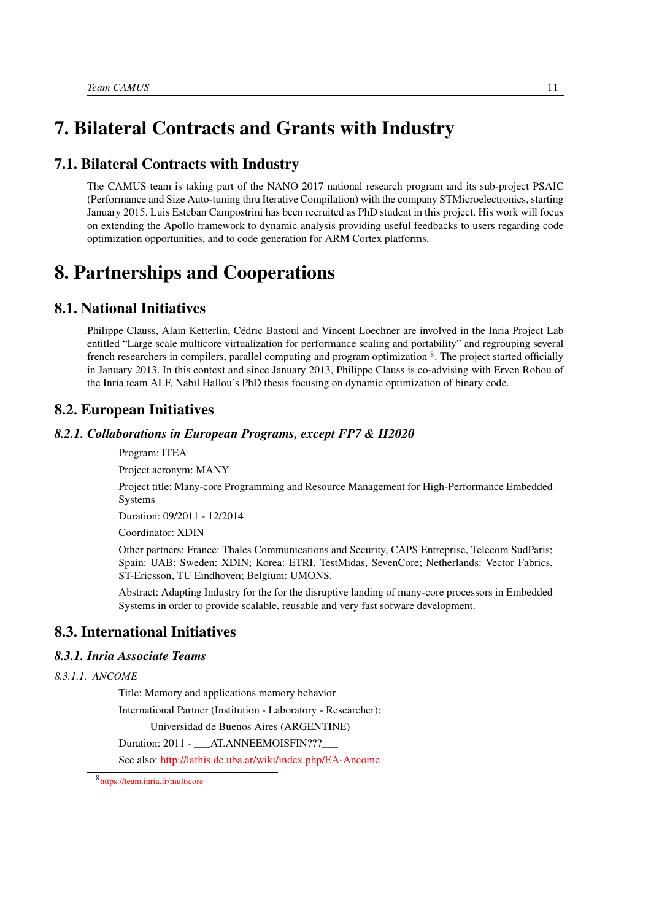# 7. Bilateral Contracts and Grants with Industry

## 7.1. Bilateral Contracts with Industry

The CAMUS team is taking part of the NANO 2017 national research program and its sub-project PSAIC (Performance and Size Auto-tuning thru Iterative Compilation) with the company STMicroelectronics, starting January 2015. Luis Esteban Campostrini has been recruited as PhD student in this project. His work will focus on extending the Apollo framework to dynamic analysis providing useful feedbacks to users regarding code optimization opportunities, and to code generation for ARM Cortex platforms.

# 8. Partnerships and Cooperations

## 8.1. National Initiatives

Philippe Clauss, Alain Ketterlin, Cédric Bastoul and Vincent Loechner are involved in the Inria Project Lab entitled "Large scale multicore virtualization for performance scaling and portability" and regrouping several french researchers in compilers, parallel computing and program optimization [8]. The project started officially in January 2013. In this context and since January 2013, Philippe Clauss is co-advising with Erven Rohou of the Inria team ALF, Nabil Hallou's PhD thesis focusing on dynamic optimization of binary code.

## 8.2. European Initiatives

### *8.2.1. Collaborations in European Programs, except FP7 & H2020*

Program: ITEA

Project acronym: MANY

Project title: Many-core Programming and Resource Management for High-Performance Embedded Systems

Duration: 09/2011 - 12/2014

Coordinator: XDIN

Other partners: France: Thales Communications and Security, CAPS Entreprise, Telecom SudParis; Spain: UAB; Sweden: XDIN; Korea: ETRI, TestMidas, SevenCore; Netherlands: Vector Fabrics, ST-Ericsson, TU Eindhoven; Belgium: UMONS.

Abstract: Adapting Industry for the for the disruptive landing of many-core processors in Embedded Systems in order to provide scalable, reusable and very fast sofware development.

## 8.3. International Initiatives

### *8.3.1. Inria Associate Teams*

#### *8.3.1.1. ANCOME*

Title: Memory and applications memory behavior

International Partner (Institution - Laboratory - Researcher):

Universidad de Buenos Aires (ARGENTINE)

Duration: 2011 - ___AT.ANNEEMOISFIN???___

See also: http://lafhis.dc.uba.ar/wiki/index.php/EA-Ancome

[8] https://team.inria.fr/multicore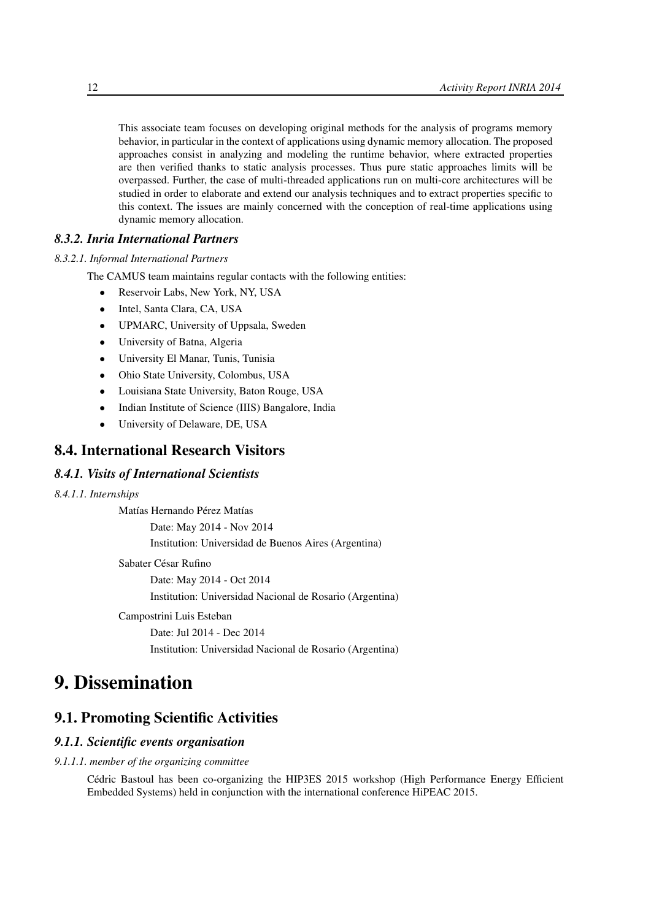This associate team focuses on developing original methods for the analysis of programs memory behavior, in particular in the context of applications using dynamic memory allocation. The proposed approaches consist in analyzing and modeling the runtime behavior, where extracted properties are then verified thanks to static analysis processes. Thus pure static approaches limits will be overpassed. Further, the case of multi-threaded applications run on multi-core architectures will be studied in order to elaborate and extend our analysis techniques and to extract properties specific to this context. The issues are mainly concerned with the conception of real-time applications using dynamic memory allocation.

### *8.3.2. Inria International Partners*

*8.3.2.1. Informal International Partners*

The CAMUS team maintains regular contacts with the following entities:

- Reservoir Labs, New York, NY, USA
- Intel, Santa Clara, CA, USA
- UPMARC, University of Uppsala, Sweden
- University of Batna, Algeria
- University El Manar, Tunis, Tunisia
- Ohio State University, Colombus, USA
- Louisiana State University, Baton Rouge, USA
- Indian Institute of Science (IIIS) Bangalore, India
- University of Delaware, DE, USA

## 8.4. International Research Visitors

### *8.4.1. Visits of International Scientists*

*8.4.1.1. Internships*

Matías Hernando Pérez Matías

Date: May 2014 - Nov 2014

Institution: Universidad de Buenos Aires (Argentina)

Sabater César Rufino

Date: May 2014 - Oct 2014

Institution: Universidad Nacional de Rosario (Argentina)

Campostrini Luis Esteban

Date: Jul 2014 - Dec 2014

Institution: Universidad Nacional de Rosario (Argentina)

# 9. Dissemination

## 9.1. Promoting Scientific Activities

### *9.1.1. Scientific events organisation*

*9.1.1.1. member of the organizing committee*

Cédric Bastoul has been co-organizing the HIP3ES 2015 workshop (High Performance Energy Efficient Embedded Systems) held in conjunction with the international conference HiPEAC 2015.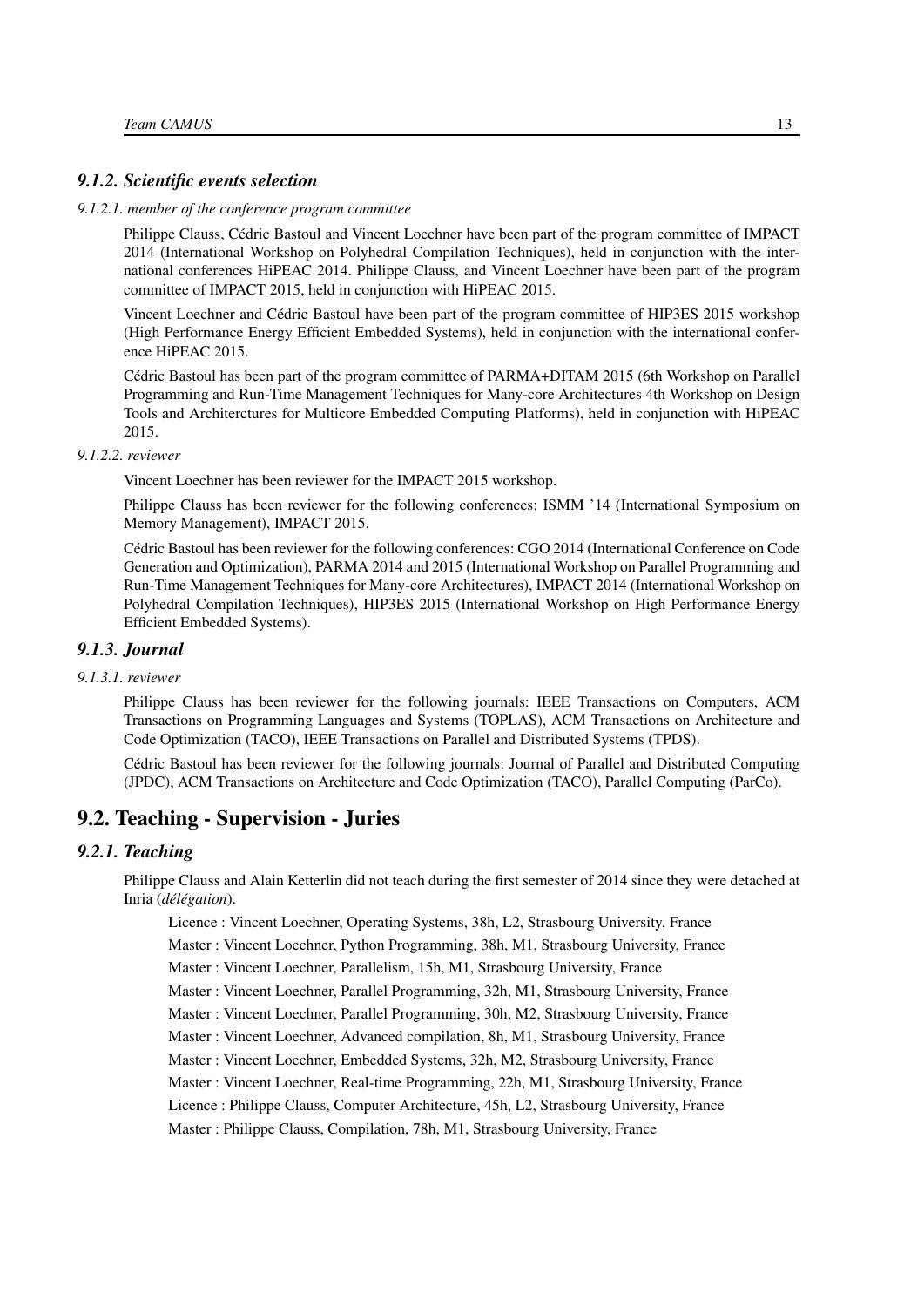### *9.1.2. Scientific events selection*

*9.1.2.1. member of the conference program committee*

Philippe Clauss, Cédric Bastoul and Vincent Loechner have been part of the program committee of IMPACT 2014 (International Workshop on Polyhedral Compilation Techniques), held in conjunction with the international conferences HiPEAC 2014. Philippe Clauss, and Vincent Loechner have been part of the program committee of IMPACT 2015, held in conjunction with HiPEAC 2015.

Vincent Loechner and Cédric Bastoul have been part of the program committee of HIP3ES 2015 workshop (High Performance Energy Efficient Embedded Systems), held in conjunction with the international conference HiPEAC 2015.

Cédric Bastoul has been part of the program committee of PARMA+DITAM 2015 (6th Workshop on Parallel Programming and Run-Time Management Techniques for Many-core Architectures 4th Workshop on Design Tools and Architerctures for Multicore Embedded Computing Platforms), held in conjunction with HiPEAC 2015.

*9.1.2.2. reviewer*

Vincent Loechner has been reviewer for the IMPACT 2015 workshop.

Philippe Clauss has been reviewer for the following conferences: ISMM '14 (International Symposium on Memory Management), IMPACT 2015.

Cédric Bastoul has been reviewer for the following conferences: CGO 2014 (International Conference on Code Generation and Optimization), PARMA 2014 and 2015 (International Workshop on Parallel Programming and Run-Time Management Techniques for Many-core Architectures), IMPACT 2014 (International Workshop on Polyhedral Compilation Techniques), HIP3ES 2015 (International Workshop on High Performance Energy Efficient Embedded Systems).

### *9.1.3. Journal*

*9.1.3.1. reviewer*

Philippe Clauss has been reviewer for the following journals: IEEE Transactions on Computers, ACM Transactions on Programming Languages and Systems (TOPLAS), ACM Transactions on Architecture and Code Optimization (TACO), IEEE Transactions on Parallel and Distributed Systems (TPDS).

Cédric Bastoul has been reviewer for the following journals: Journal of Parallel and Distributed Computing (JPDC), ACM Transactions on Architecture and Code Optimization (TACO), Parallel Computing (ParCo).

## 9.2. Teaching - Supervision - Juries

### *9.2.1. Teaching*

Philippe Clauss and Alain Ketterlin did not teach during the first semester of 2014 since they were detached at Inria (*délégation*).

Licence : Vincent Loechner, Operating Systems, 38h, L2, Strasbourg University, France

Master : Vincent Loechner, Python Programming, 38h, M1, Strasbourg University, France

Master : Vincent Loechner, Parallelism, 15h, M1, Strasbourg University, France

Master : Vincent Loechner, Parallel Programming, 32h, M1, Strasbourg University, France

Master : Vincent Loechner, Parallel Programming, 30h, M2, Strasbourg University, France

Master : Vincent Loechner, Advanced compilation, 8h, M1, Strasbourg University, France

Master : Vincent Loechner, Embedded Systems, 32h, M2, Strasbourg University, France

Master : Vincent Loechner, Real-time Programming, 22h, M1, Strasbourg University, France

Licence : Philippe Clauss, Computer Architecture, 45h, L2, Strasbourg University, France

Master : Philippe Clauss, Compilation, 78h, M1, Strasbourg University, France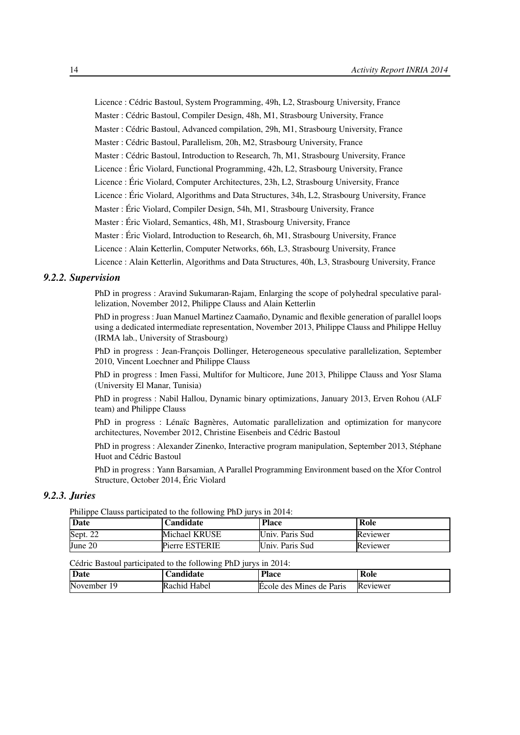Licence : Cédric Bastoul, System Programming, 49h, L2, Strasbourg University, France

Master : Cédric Bastoul, Compiler Design, 48h, M1, Strasbourg University, France

Master : Cédric Bastoul, Advanced compilation, 29h, M1, Strasbourg University, France

Master : Cédric Bastoul, Parallelism, 20h, M2, Strasbourg University, France

Master : Cédric Bastoul, Introduction to Research, 7h, M1, Strasbourg University, France

Licence : Éric Violard, Functional Programming, 42h, L2, Strasbourg University, France

Licence : Éric Violard, Computer Architectures, 23h, L2, Strasbourg University, France

Licence : Éric Violard, Algorithms and Data Structures, 34h, L2, Strasbourg University, France

Master : Éric Violard, Compiler Design, 54h, M1, Strasbourg University, France

Master : Éric Violard, Semantics, 48h, M1, Strasbourg University, France

Master : Éric Violard, Introduction to Research, 6h, M1, Strasbourg University, France

Licence : Alain Ketterlin, Computer Networks, 66h, L3, Strasbourg University, France

Licence : Alain Ketterlin, Algorithms and Data Structures, 40h, L3, Strasbourg University, France

### *9.2.2. Supervision*

PhD in progress : Aravind Sukumaran-Rajam, Enlarging the scope of polyhedral speculative parallelization, November 2012, Philippe Clauss and Alain Ketterlin

PhD in progress : Juan Manuel Martinez Caamaño, Dynamic and flexible generation of parallel loops using a dedicated intermediate representation, November 2013, Philippe Clauss and Philippe Helluy (IRMA lab., University of Strasbourg)

PhD in progress : Jean-François Dollinger, Heterogeneous speculative parallelization, September 2010, Vincent Loechner and Philippe Clauss

PhD in progress : Imen Fassi, Multifor for Multicore, June 2013, Philippe Clauss and Yosr Slama (University El Manar, Tunisia)

PhD in progress : Nabil Hallou, Dynamic binary optimizations, January 2013, Erven Rohou (ALF team) and Philippe Clauss

PhD in progress : Lénaïc Bagnères, Automatic parallelization and optimization for manycore architectures, November 2012, Christine Eisenbeis and Cédric Bastoul

PhD in progress : Alexander Zinenko, Interactive program manipulation, September 2013, Stéphane Huot and Cédric Bastoul

PhD in progress : Yann Barsamian, A Parallel Programming Environment based on the Xfor Control Structure, October 2014, Éric Violard

### *9.2.3. Juries*

Philippe Clauss participated to the following PhD jurys in 2014:

| Date | Candidate | Place | Role |
|---|---|---|---|
| Sept. 22 | Michael KRUSE | Univ. Paris Sud | Reviewer |
| June 20 | Pierre ESTERIE | Univ. Paris Sud | Reviewer |

Cédric Bastoul participated to the following PhD jurys in 2014:

| Date | Candidate | Place | Role |
|---|---|---|---|
| November 19 | Rachid Habel | École des Mines de Paris | Reviewer |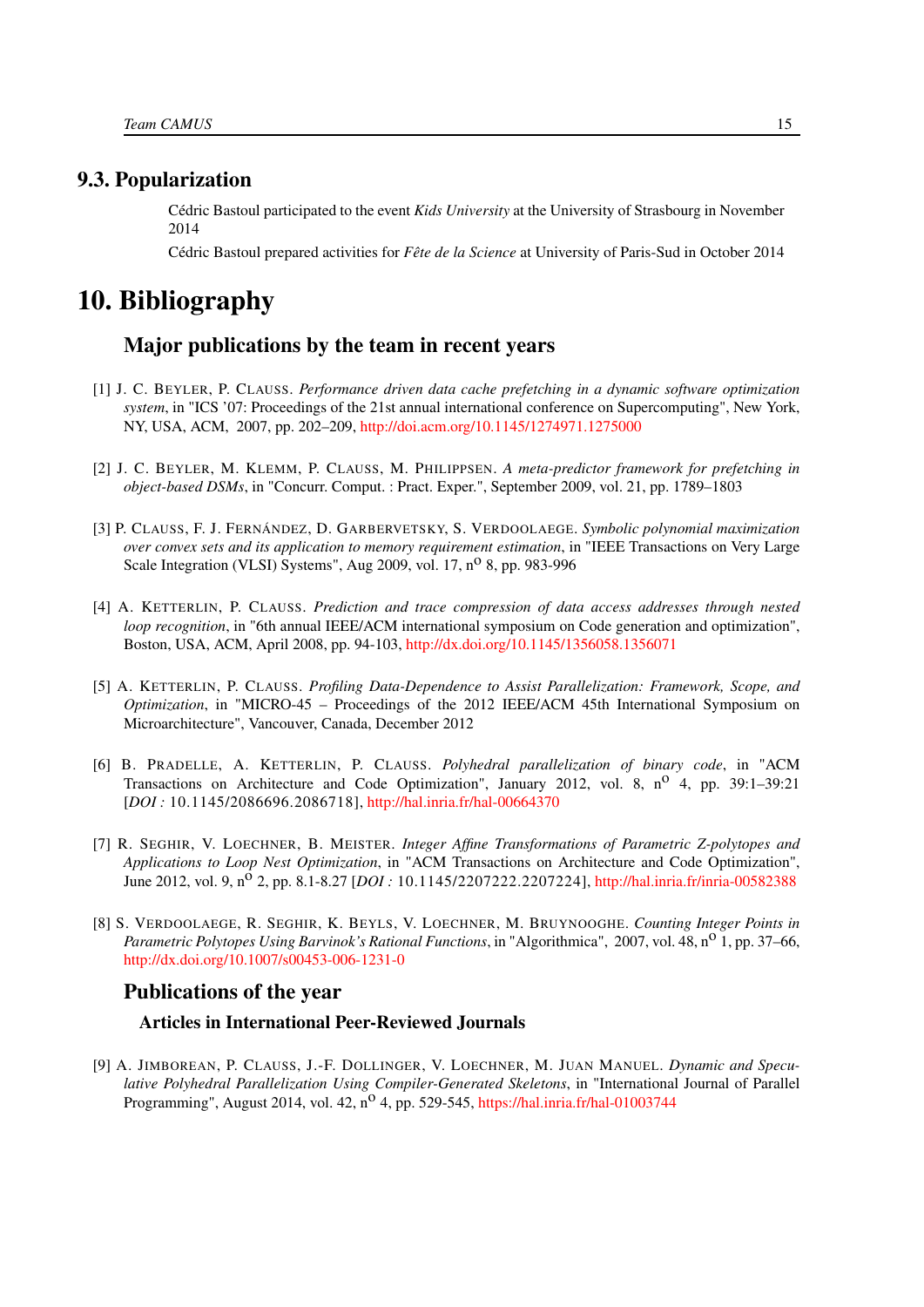## 9.3. Popularization

Cédric Bastoul participated to the event *Kids University* at the University of Strasbourg in November 2014

Cédric Bastoul prepared activities for *Fête de la Science* at University of Paris-Sud in October 2014

# 10. Bibliography

## Major publications by the team in recent years

[1] J. C. Beyler, P. Clauss. *Performance driven data cache prefetching in a dynamic software optimization system*, in "ICS '07: Proceedings of the 21st annual international conference on Supercomputing", New York, NY, USA, ACM, 2007, pp. 202–209, http://doi.acm.org/10.1145/1274971.1275000

[2] J. C. Beyler, M. Klemm, P. Clauss, M. Philippsen. *A meta-predictor framework for prefetching in object-based DSMs*, in "Concurr. Comput. : Pract. Exper.", September 2009, vol. 21, pp. 1789–1803

[3] P. Clauss, F. J. Fernández, D. Garbervetsky, S. Verdoolaege. *Symbolic polynomial maximization over convex sets and its application to memory requirement estimation*, in "IEEE Transactions on Very Large Scale Integration (VLSI) Systems", Aug 2009, vol. 17, n$^o$ 8, pp. 983-996

[4] A. Ketterlin, P. Clauss. *Prediction and trace compression of data access addresses through nested loop recognition*, in "6th annual IEEE/ACM international symposium on Code generation and optimization", Boston, USA, ACM, April 2008, pp. 94-103, http://dx.doi.org/10.1145/1356058.1356071

[5] A. Ketterlin, P. Clauss. *Profiling Data-Dependence to Assist Parallelization: Framework, Scope, and Optimization*, in "MICRO-45 – Proceedings of the 2012 IEEE/ACM 45th International Symposium on Microarchitecture", Vancouver, Canada, December 2012

[6] B. Pradelle, A. Ketterlin, P. Clauss. *Polyhedral parallelization of binary code*, in "ACM Transactions on Architecture and Code Optimization", January 2012, vol. 8, n$^o$ 4, pp. 39:1–39:21 [*DOI :* 10.1145/2086696.2086718], http://hal.inria.fr/hal-00664370

[7] R. Seghir, V. Loechner, B. Meister. *Integer Affine Transformations of Parametric Z-polytopes and Applications to Loop Nest Optimization*, in "ACM Transactions on Architecture and Code Optimization", June 2012, vol. 9, n$^o$ 2, pp. 8.1-8.27 [*DOI :* 10.1145/2207222.2207224], http://hal.inria.fr/inria-00582388

[8] S. Verdoolaege, R. Seghir, K. Beyls, V. Loechner, M. Bruynooghe. *Counting Integer Points in Parametric Polytopes Using Barvinok's Rational Functions*, in "Algorithmica", 2007, vol. 48, n$^o$ 1, pp. 37–66, http://dx.doi.org/10.1007/s00453-006-1231-0

## Publications of the year

### Articles in International Peer-Reviewed Journals

[9] A. Jimborean, P. Clauss, J.-F. Dollinger, V. Loechner, M. Juan Manuel. *Dynamic and Speculative Polyhedral Parallelization Using Compiler-Generated Skeletons*, in "International Journal of Parallel Programming", August 2014, vol. 42, n$^o$ 4, pp. 529-545, https://hal.inria.fr/hal-01003744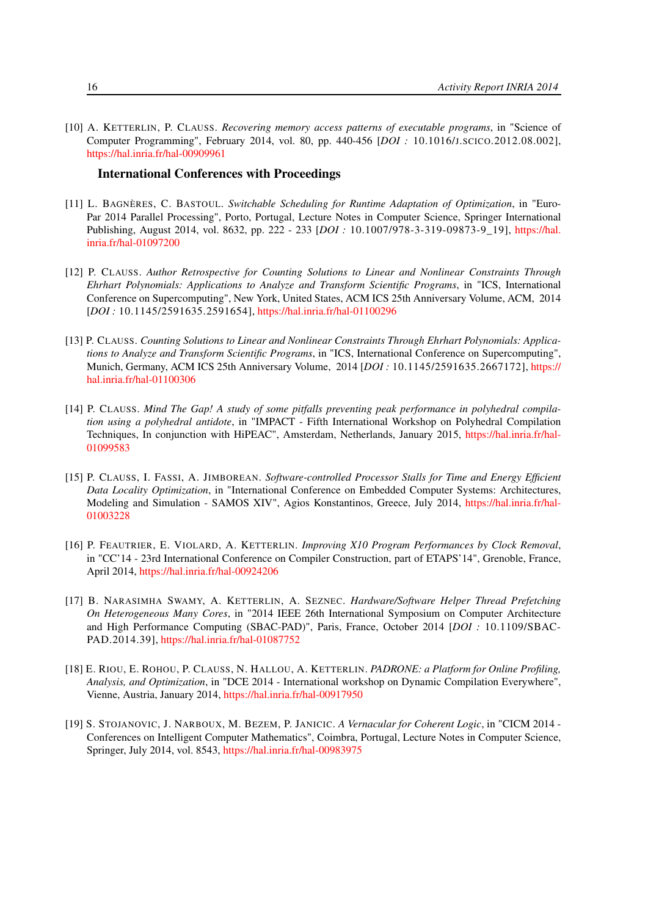[10] A. KETTERLIN, P. CLAUSS. *Recovering memory access patterns of executable programs*, in "Science of Computer Programming", February 2014, vol. 80, pp. 440-456 [*DOI :* 10.1016/J.SCICO.2012.08.002], https://hal.inria.fr/hal-00909961

### International Conferences with Proceedings

[11] L. BAGNÈRES, C. BASTOUL. *Switchable Scheduling for Runtime Adaptation of Optimization*, in "Euro-Par 2014 Parallel Processing", Porto, Portugal, Lecture Notes in Computer Science, Springer International Publishing, August 2014, vol. 8632, pp. 222 - 233 [*DOI :* 10.1007/978-3-319-09873-9_19], https://hal.inria.fr/hal-01097200

[12] P. CLAUSS. *Author Retrospective for Counting Solutions to Linear and Nonlinear Constraints Through Ehrhart Polynomials: Applications to Analyze and Transform Scientific Programs*, in "ICS, International Conference on Supercomputing", New York, United States, ACM ICS 25th Anniversary Volume, ACM, 2014 [*DOI :* 10.1145/2591635.2591654], https://hal.inria.fr/hal-01100296

[13] P. CLAUSS. *Counting Solutions to Linear and Nonlinear Constraints Through Ehrhart Polynomials: Applications to Analyze and Transform Scientific Programs*, in "ICS, International Conference on Supercomputing", Munich, Germany, ACM ICS 25th Anniversary Volume, 2014 [*DOI :* 10.1145/2591635.2667172], https://hal.inria.fr/hal-01100306

[14] P. CLAUSS. *Mind The Gap! A study of some pitfalls preventing peak performance in polyhedral compilation using a polyhedral antidote*, in "IMPACT - Fifth International Workshop on Polyhedral Compilation Techniques, In conjunction with HiPEAC", Amsterdam, Netherlands, January 2015, https://hal.inria.fr/hal-01099583

[15] P. CLAUSS, I. FASSI, A. JIMBOREAN. *Software-controlled Processor Stalls for Time and Energy Efficient Data Locality Optimization*, in "International Conference on Embedded Computer Systems: Architectures, Modeling and Simulation - SAMOS XIV", Agios Konstantinos, Greece, July 2014, https://hal.inria.fr/hal-01003228

[16] P. FEAUTRIER, E. VIOLARD, A. KETTERLIN. *Improving X10 Program Performances by Clock Removal*, in "CC'14 - 23rd International Conference on Compiler Construction, part of ETAPS'14", Grenoble, France, April 2014, https://hal.inria.fr/hal-00924206

[17] B. NARASIMHA SWAMY, A. KETTERLIN, A. SEZNEC. *Hardware/Software Helper Thread Prefetching On Heterogeneous Many Cores*, in "2014 IEEE 26th International Symposium on Computer Architecture and High Performance Computing (SBAC-PAD)", Paris, France, October 2014 [*DOI :* 10.1109/SBAC-PAD.2014.39], https://hal.inria.fr/hal-01087752

[18] E. RIOU, E. ROHOU, P. CLAUSS, N. HALLOU, A. KETTERLIN. *PADRONE: a Platform for Online Profiling, Analysis, and Optimization*, in "DCE 2014 - International workshop on Dynamic Compilation Everywhere", Vienne, Austria, January 2014, https://hal.inria.fr/hal-00917950

[19] S. STOJANOVIC, J. NARBOUX, M. BEZEM, P. JANICIC. *A Vernacular for Coherent Logic*, in "CICM 2014 - Conferences on Intelligent Computer Mathematics", Coimbra, Portugal, Lecture Notes in Computer Science, Springer, July 2014, vol. 8543, https://hal.inria.fr/hal-00983975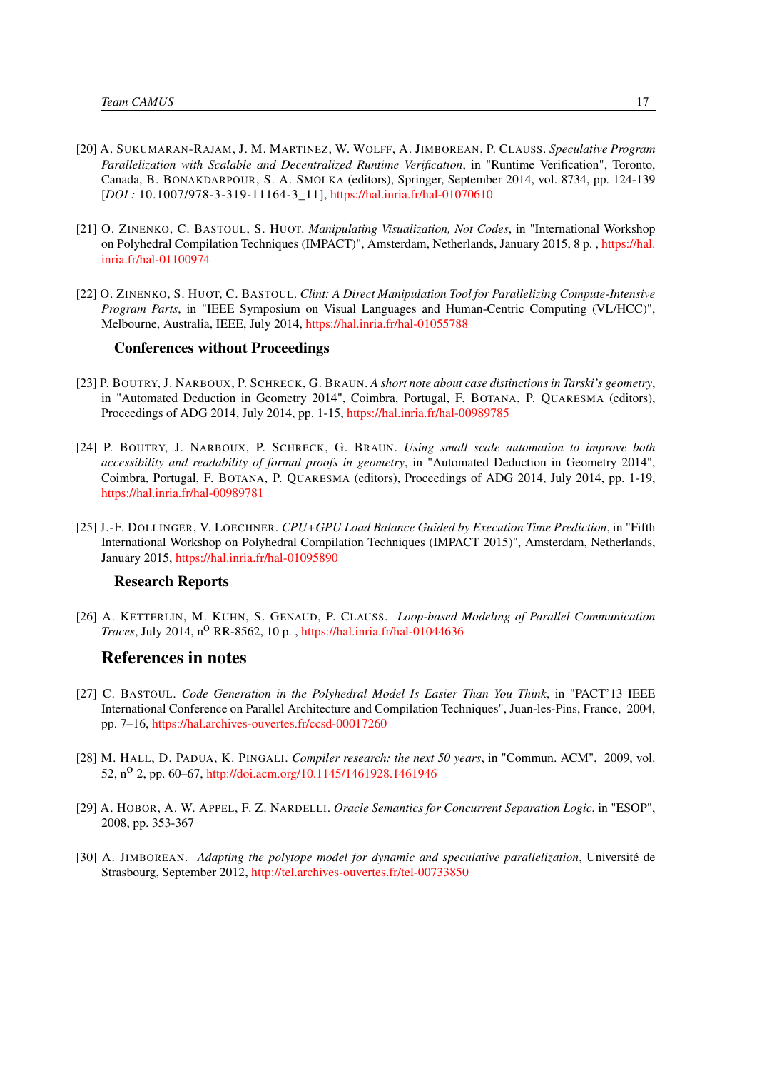[20] A. Sukumaran-Rajam, J. M. Martinez, W. Wolff, A. Jimborean, P. Clauss. *Speculative Program Parallelization with Scalable and Decentralized Runtime Verification*, in "Runtime Verification", Toronto, Canada, B. Bonakdarpour, S. A. Smolka (editors), Springer, September 2014, vol. 8734, pp. 124-139 [*DOI :* 10.1007/978-3-319-11164-3_11], https://hal.inria.fr/hal-01070610

[21] O. Zinenko, C. Bastoul, S. Huot. *Manipulating Visualization, Not Codes*, in "International Workshop on Polyhedral Compilation Techniques (IMPACT)", Amsterdam, Netherlands, January 2015, 8 p. , https://hal.inria.fr/hal-01100974

[22] O. Zinenko, S. Huot, C. Bastoul. *Clint: A Direct Manipulation Tool for Parallelizing Compute-Intensive Program Parts*, in "IEEE Symposium on Visual Languages and Human-Centric Computing (VL/HCC)", Melbourne, Australia, IEEE, July 2014, https://hal.inria.fr/hal-01055788

### Conferences without Proceedings

[23] P. Boutry, J. Narboux, P. Schreck, G. Braun. *A short note about case distinctions in Tarski's geometry*, in "Automated Deduction in Geometry 2014", Coimbra, Portugal, F. Botana, P. Quaresma (editors), Proceedings of ADG 2014, July 2014, pp. 1-15, https://hal.inria.fr/hal-00989785

[24] P. Boutry, J. Narboux, P. Schreck, G. Braun. *Using small scale automation to improve both accessibility and readability of formal proofs in geometry*, in "Automated Deduction in Geometry 2014", Coimbra, Portugal, F. Botana, P. Quaresma (editors), Proceedings of ADG 2014, July 2014, pp. 1-19, https://hal.inria.fr/hal-00989781

[25] J.-F. Dollinger, V. Loechner. *CPU+GPU Load Balance Guided by Execution Time Prediction*, in "Fifth International Workshop on Polyhedral Compilation Techniques (IMPACT 2015)", Amsterdam, Netherlands, January 2015, https://hal.inria.fr/hal-01095890

### Research Reports

[26] A. Ketterlin, M. Kuhn, S. Genaud, P. Clauss. *Loop-based Modeling of Parallel Communication Traces*, July 2014, n° RR-8562, 10 p. , https://hal.inria.fr/hal-01044636

## References in notes

[27] C. Bastoul. *Code Generation in the Polyhedral Model Is Easier Than You Think*, in "PACT'13 IEEE International Conference on Parallel Architecture and Compilation Techniques", Juan-les-Pins, France, 2004, pp. 7–16, https://hal.archives-ouvertes.fr/ccsd-00017260

[28] M. Hall, D. Padua, K. Pingali. *Compiler research: the next 50 years*, in "Commun. ACM", 2009, vol. 52, n° 2, pp. 60–67, http://doi.acm.org/10.1145/1461928.1461946

[29] A. Hobor, A. W. Appel, F. Z. Nardelli. *Oracle Semantics for Concurrent Separation Logic*, in "ESOP", 2008, pp. 353-367

[30] A. Jimborean. *Adapting the polytope model for dynamic and speculative parallelization*, Université de Strasbourg, September 2012, http://tel.archives-ouvertes.fr/tel-00733850